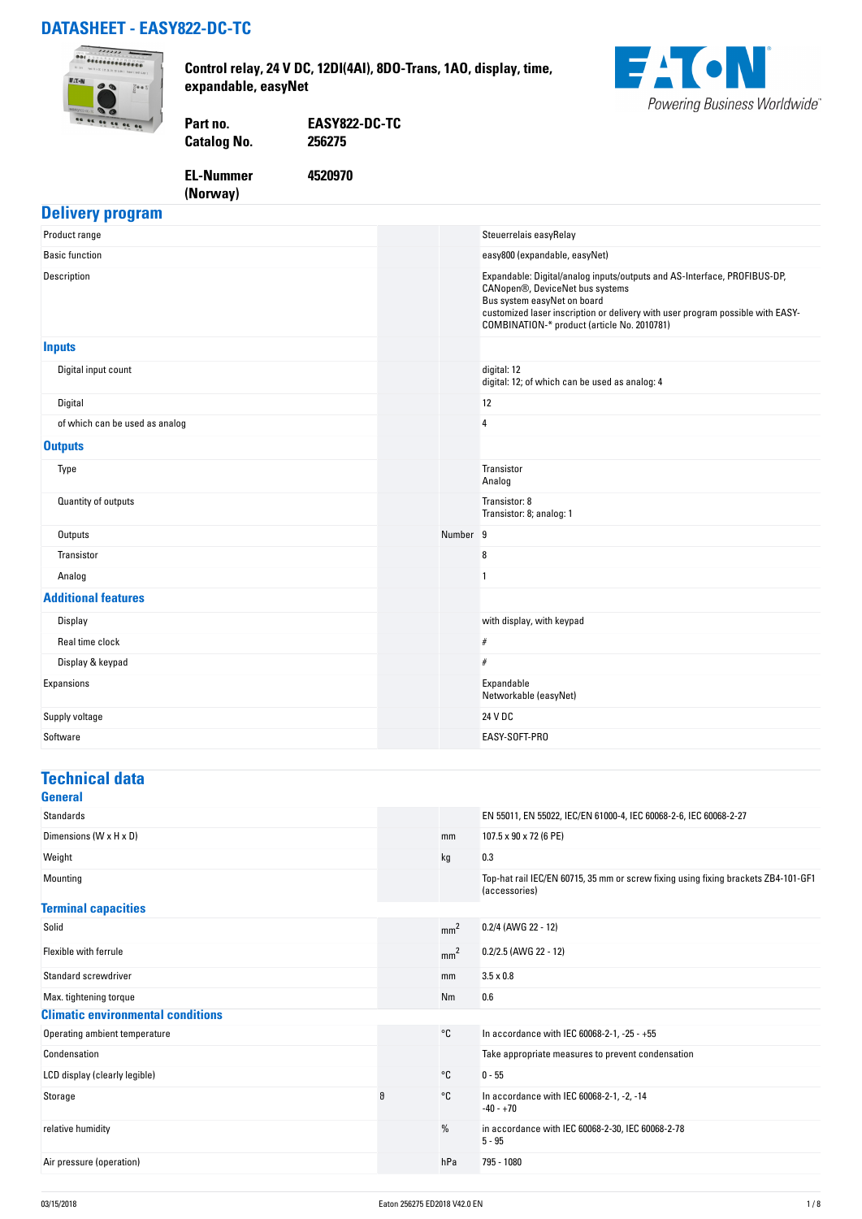# DATASHEET - EASY822-DC-TC

**Control relay, 24 V DC, 12DI(4AI), 8DO-Trans, 1AO, display, time, expandable, easyNet**

| | |
|---|---|
| **Part no.** | **EASY822-DC-TC** |
| **Catalog No.** | **256275** |
| **EL-Nummer (Norway)** | **4520970** |

## Delivery program

| | | | |
|---|---|---|---|
| Product range | | | Steuerrelais easyRelay |
| Basic function | | | easy800 (expandable, easyNet) |
| Description | | | Expandable: Digital/analog inputs/outputs and AS-Interface, PROFIBUS-DP, CANopen®, DeviceNet bus systems<br>Bus system easyNet on board<br>customized laser inscription or delivery with user program possible with EASY-COMBINATION-* product (article No. 2010781) |
| **Inputs** | | | |
| Digital input count | | | digital: 12<br>digital: 12; of which can be used as analog: 4 |
| Digital | | | 12 |
| of which can be used as analog | | | 4 |
| **Outputs** | | | |
| Type | | | Transistor<br>Analog |
| Quantity of outputs | | | Transistor: 8<br>Transistor: 8; analog: 1 |
| Outputs | | Number | 9 |
| Transistor | | | 8 |
| Analog | | | 1 |
| **Additional features** | | | |
| Display | | | with display, with keypad |
| Real time clock | | | # |
| Display & keypad | | | # |
| Expansions | | | Expandable<br>Networkable (easyNet) |
| Supply voltage | | | 24 V DC |
| Software | | | EASY-SOFT-PRO |

## Technical data

### General

| | | | |
|---|---|---|---|
| Standards | | | EN 55011, EN 55022, IEC/EN 61000-4, IEC 60068-2-6, IEC 60068-2-27 |
| Dimensions (W x H x D) | | mm | 107.5 x 90 x 72 (6 PE) |
| Weight | | kg | 0.3 |
| Mounting | | | Top-hat rail IEC/EN 60715, 35 mm or screw fixing using fixing brackets ZB4-101-GF1 (accessories) |

### Terminal capacities

| | | | |
|---|---|---|---|
| Solid | | $mm^2$ | 0.2/4 (AWG 22 - 12) |
| Flexible with ferrule | | $mm^2$ | 0.2/2.5 (AWG 22 - 12) |
| Standard screwdriver | | mm | 3.5 x 0.8 |
| Max. tightening torque | | Nm | 0.6 |

### Climatic environmental conditions

| | | | |
|---|---|---|---|
| Operating ambient temperature | | °C | In accordance with IEC 60068-2-1, -25 - +55 |
| Condensation | | | Take appropriate measures to prevent condensation |
| LCD display (clearly legible) | | °C | 0 - 55 |
| Storage | ϑ | °C | In accordance with IEC 60068-2-1, -2, -14<br>-40 - +70 |
| relative humidity | | % | in accordance with IEC 60068-2-30, IEC 60068-2-78<br>5 - 95 |
| Air pressure (operation) | | hPa | 795 - 1080 |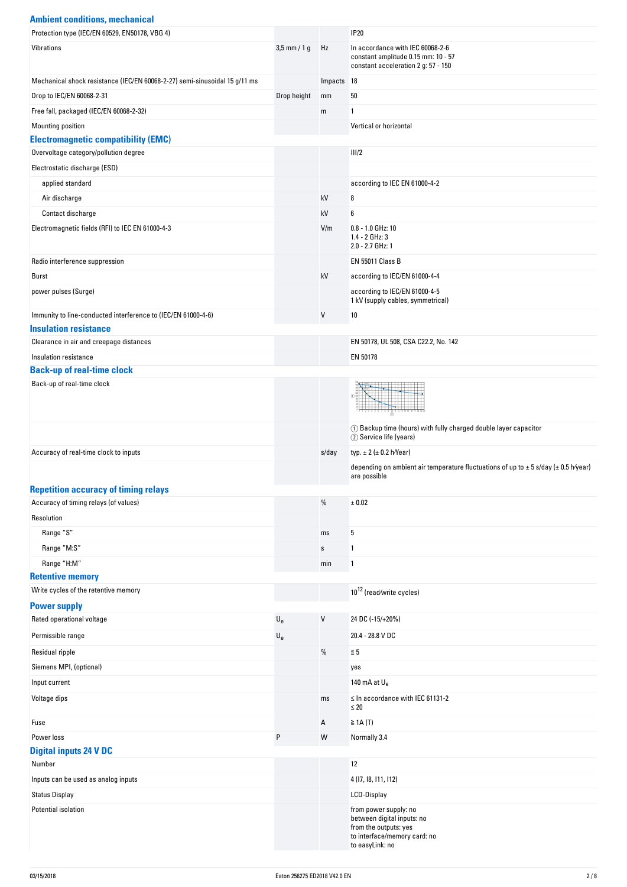## Ambient conditions, mechanical

| | | | |
|---|---|---|---|
| Protection type (IEC/EN 60529, EN50178, VBG 4) | | | IP20 |
| Vibrations | 3,5 mm / 1 g | Hz | In accordance with IEC 60068-2-6<br>constant amplitude 0.15 mm: 10 - 57<br>constant acceleration 2 g: 57 - 150 |
| Mechanical shock resistance (IEC/EN 60068-2-27) semi-sinusoidal 15 g/11 ms | | Impacts | 18 |
| Drop to IEC/EN 60068-2-31 | Drop height | mm | 50 |
| Free fall, packaged (IEC/EN 60068-2-32) | | m | 1 |
| Mounting position | | | Vertical or horizontal |

## Electromagnetic compatibility (EMC)

| | | | |
|---|---|---|---|
| Overvoltage category/pollution degree | | | III/2 |
| Electrostatic discharge (ESD) | | | |
| applied standard | | | according to IEC EN 61000-4-2 |
| Air discharge | | kV | 8 |
| Contact discharge | | kV | 6 |
| Electromagnetic fields (RFI) to IEC EN 61000-4-3 | | V/m | 0.8 - 1.0 GHz: 10<br>1.4 - 2 GHz: 3<br>2.0 - 2.7 GHz: 1 |
| Radio interference suppression | | | EN 55011 Class B |
| Burst | | kV | according to IEC/EN 61000-4-4 |
| power pulses (Surge) | | | according to IEC/EN 61000-4-5<br>1 kV (supply cables, symmetrical) |
| Immunity to line-conducted interference to (IEC/EN 61000-4-6) | | V | 10 |

## Insulation resistance

| | | | |
|---|---|---|---|
| Clearance in air and creepage distances | | | EN 50178, UL 508, CSA C22.2, No. 142 |
| Insulation resistance | | | EN 50178 |

## Back-up of real-time clock

| | | | |
|---|---|---|---|
| Back-up of real-time clock | | | |
| | | | ① Backup time (hours) with fully charged double layer capacitor<br>② Service life (years) |
| Accuracy of real-time clock to inputs | | s/day | typ. ± 2 (± 0.2 h/Year) |
| | | | depending on ambient air temperature fluctuations of up to ± 5 s/day (± 0.5 h/year) are possible |

## Repetition accuracy of timing relays

| | | | |
|---|---|---|---|
| Accuracy of timing relays (of values) | | % | ± 0.02 |
| Resolution | | | |
| Range "S" | | ms | 5 |
| Range "M:S" | | s | 1 |
| Range "H:M" | | min | 1 |

## Retentive memory

| | | | |
|---|---|---|---|
| Write cycles of the retentive memory | | | $10^{12}$ (read/write cycles) |

## Power supply

| | | | |
|---|---|---|---|
| Rated operational voltage | $U_e$ | V | 24 DC (-15/+20%) |
| Permissible range | $U_e$ | | 20.4 - 28.8 V DC |
| Residual ripple | | % | ≦ 5 |
| Siemens MPI, (optional) | | | yes |
| Input current | | | 140 mA at $U_e$ |
| Voltage dips | | ms | ≤ In accordance with IEC 61131-2<br>≤ 20 |
| Fuse | | A | ≧ 1A (T) |
| Power loss | P | W | Normally 3.4 |

## Digital inputs 24 V DC

| | | | |
|---|---|---|---|
| Number | | | 12 |
| Inputs can be used as analog inputs | | | 4 (I7, I8, I11, I12) |
| Status Display | | | LCD-Display |
| Potential isolation | | | from power supply: no<br>between digital inputs: no<br>from the outputs: yes<br>to interface/memory card: no<br>to easyLink: no |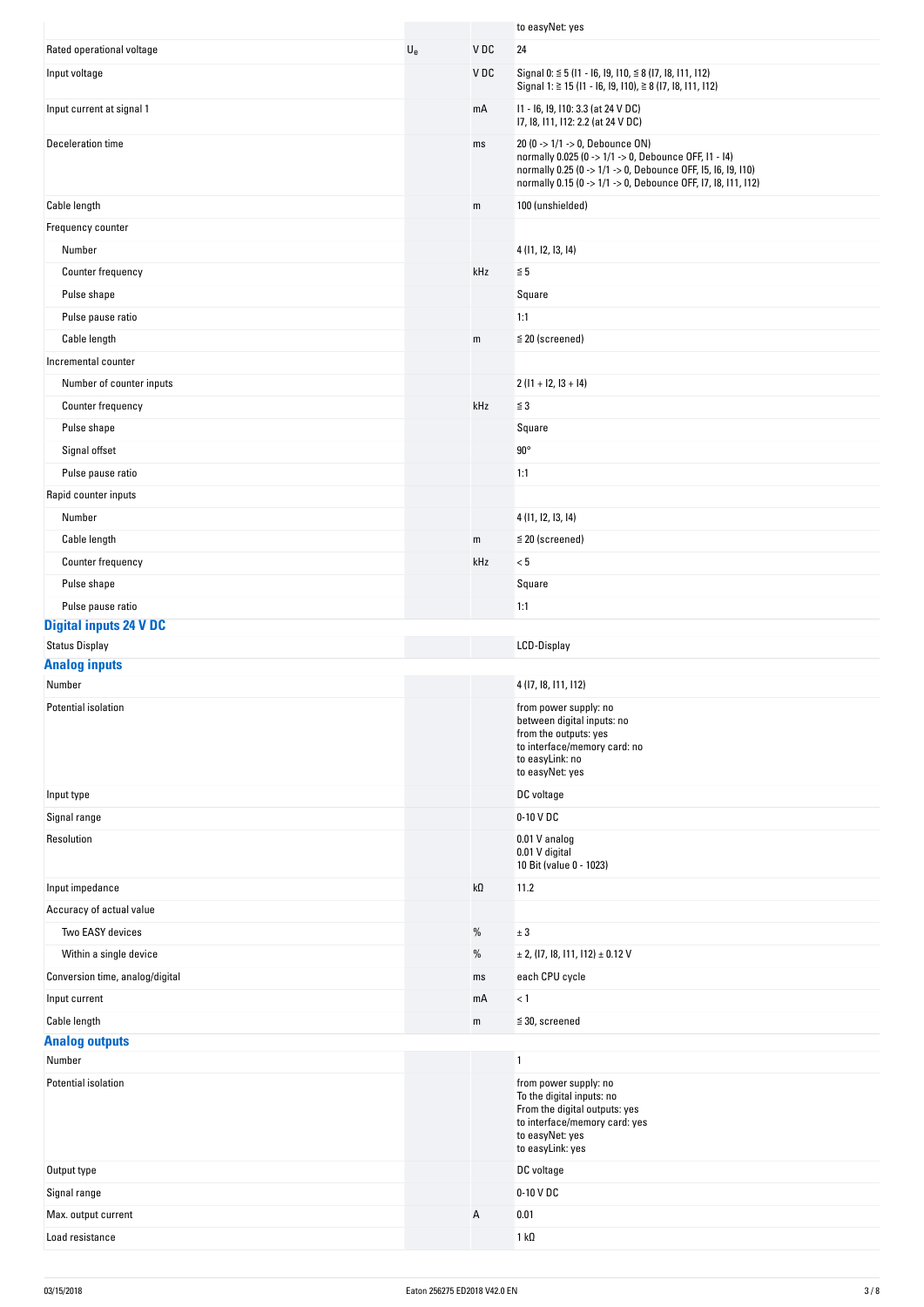| | | | |
|---|---|---|---|
| | | | to easyNet: yes |
| Rated operational voltage | $U_e$ | V DC | 24 |
| Input voltage | | V DC | Signal 0: ≦ 5 (I1 - I6, I9, I10, ≦ 8 (I7, I8, I11, I12)<br>Signal 1: ≧ 15 (I1 - I6, I9, I10), ≧ 8 (I7, I8, I11, I12) |
| Input current at signal 1 | | mA | I1 - I6, I9, I10: 3.3 (at 24 V DC)<br>I7, I8, I11, I12: 2.2 (at 24 V DC) |
| Deceleration time | | ms | 20 (0 -> 1/1 -> 0, Debounce ON)<br>normally 0.025 (0 -> 1/1 -> 0, Debounce OFF, I1 - I4)<br>normally 0.25 (0 -> 1/1 -> 0, Debounce OFF, I5, I6, I9, I10)<br>normally 0.15 (0 -> 1/1 -> 0, Debounce OFF, I7, I8, I11, I12) |
| Cable length | | m | 100 (unshielded) |
| Frequency counter | | | |
| Number | | | 4 (I1, I2, I3, I4) |
| Counter frequency | | kHz | ≦ 5 |
| Pulse shape | | | Square |
| Pulse pause ratio | | | 1:1 |
| Cable length | | m | ≦ 20 (screened) |
| Incremental counter | | | |
| Number of counter inputs | | | 2 (I1 + I2, I3 + I4) |
| Counter frequency | | kHz | ≦ 3 |
| Pulse shape | | | Square |
| Signal offset | | | 90° |
| Pulse pause ratio | | | 1:1 |
| Rapid counter inputs | | | |
| Number | | | 4 (I1, I2, I3, I4) |
| Cable length | | m | ≦ 20 (screened) |
| Counter frequency | | kHz | < 5 |
| Pulse shape | | | Square |
| Pulse pause ratio | | | 1:1 |

## Digital inputs 24 V DC

| | | | |
|---|---|---|---|
| Status Display | | | LCD-Display |

## Analog inputs

| | | | |
|---|---|---|---|
| Number | | | 4 (I7, I8, I11, I12) |
| Potential isolation | | | from power supply: no<br>between digital inputs: no<br>from the outputs: yes<br>to interface/memory card: no<br>to easyLink: no<br>to easyNet: yes |
| Input type | | | DC voltage |
| Signal range | | | 0-10 V DC |
| Resolution | | | 0.01 V analog<br>0.01 V digital<br>10 Bit (value 0 - 1023) |
| Input impedance | | kΩ | 11.2 |
| Accuracy of actual value | | | |
| Two EASY devices | | % | ± 3 |
| Within a single device | | % | ± 2, (I7, I8, I11, I12) ± 0.12 V |
| Conversion time, analog/digital | | ms | each CPU cycle |
| Input current | | mA | < 1 |
| Cable length | | m | ≦ 30, screened |

## Analog outputs

| | | | |
|---|---|---|---|
| Number | | | 1 |
| Potential isolation | | | from power supply: no<br>To the digital inputs: no<br>From the digital outputs: yes<br>to interface/memory card: yes<br>to easyNet: yes<br>to easyLink: yes |
| Output type | | | DC voltage |
| Signal range | | | 0-10 V DC |
| Max. output current | | A | 0.01 |
| Load resistance | | | 1 kΩ |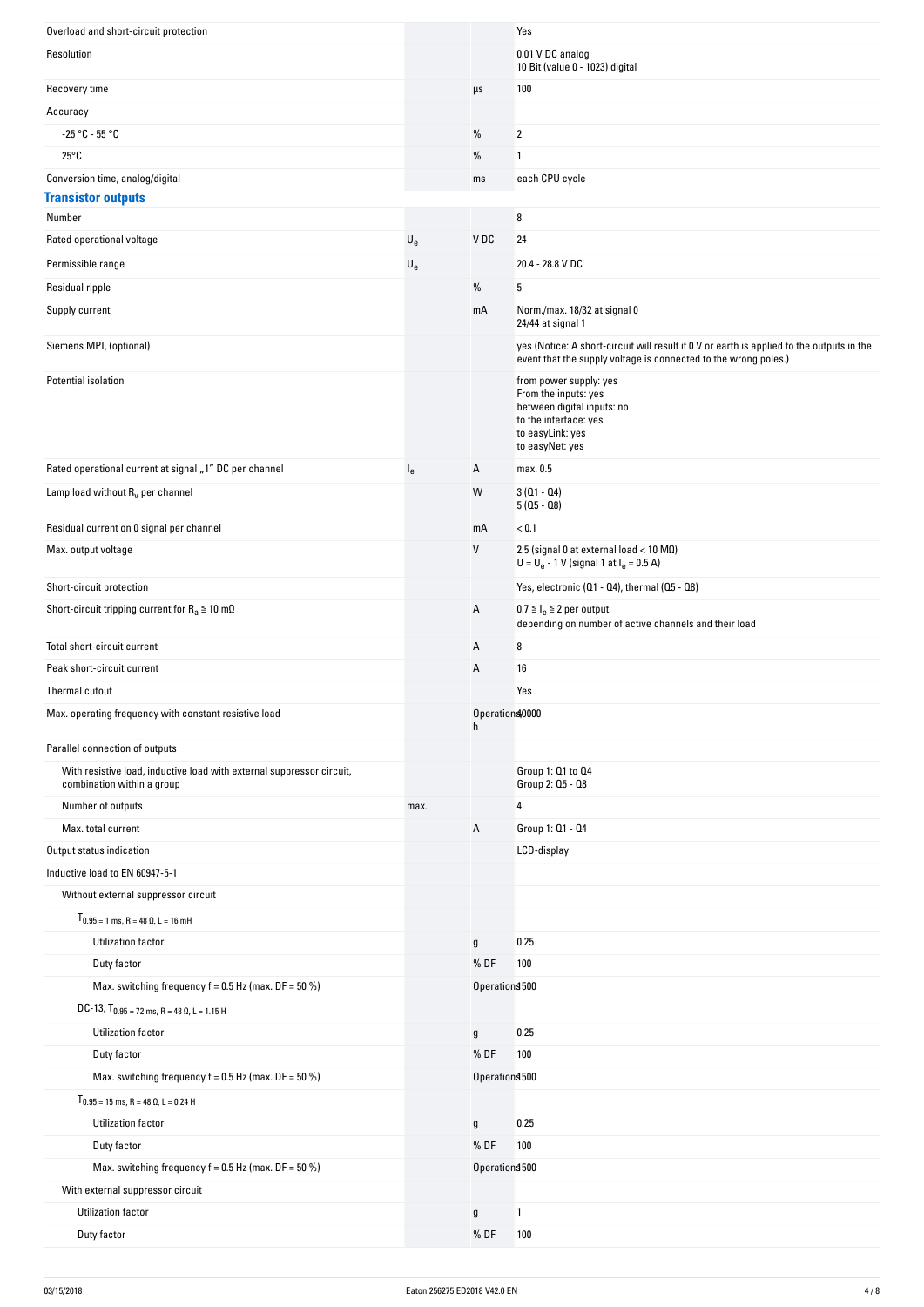| | | | |
|---|---|---|---|
| Overload and short-circuit protection | | | Yes |
| Resolution | | | 0.01 V DC analog<br>10 Bit (value 0 - 1023) digital |
| Recovery time | | µs | 100 |
| Accuracy | | | |
| -25 °C - 55 °C | | % | 2 |
| 25°C | | % | 1 |
| Conversion time, analog/digital | | ms | each CPU cycle |

## Transistor outputs

| | | | |
|---|---|---|---|
| Number | | | 8 |
| Rated operational voltage | $U_e$ | V DC | 24 |
| Permissible range | $U_e$ | | 20.4 - 28.8 V DC |
| Residual ripple | | % | 5 |
| Supply current | | mA | Norm./max. 18/32 at signal 0<br>24/44 at signal 1 |
| Siemens MPI, (optional) | | | yes (Notice: A short-circuit will result if 0 V or earth is applied to the outputs in the event that the supply voltage is connected to the wrong poles.) |
| Potential isolation | | | from power supply: yes<br>From the inputs: yes<br>between digital inputs: no<br>to the interface: yes<br>to easyLink: yes<br>to easyNet: yes |
| Rated operational current at signal „1" DC per channel | $I_e$ | A | max. 0.5 |
| Lamp load without $R_v$ per channel | | W | 3 (Q1 - Q4)<br>5 (Q5 - Q8) |
| Residual current on 0 signal per channel | | mA | < 0.1 |
| Max. output voltage | | V | 2.5 (signal 0 at external load < 10 MΩ)<br>$U = U_e - 1$ V (signal 1 at $I_e = 0.5$ A) |
| Short-circuit protection | | | Yes, electronic (Q1 - Q4), thermal (Q5 - Q8) |
| Short-circuit tripping current for $R_a \leq 10$ mΩ | | A | $0.7 \leq I_e \leq 2$ per output<br>depending on number of active channels and their load |
| Total short-circuit current | | A | 8 |
| Peak short-circuit current | | A | 16 |
| Thermal cutout | | | Yes |
| Max. operating frequency with constant resistive load | | Operations/h | 40000 |
| Parallel connection of outputs | | | |
| With resistive load, inductive load with external suppressor circuit, combination within a group | | | Group 1: Q1 to Q4<br>Group 2: Q5 - Q8 |
| Number of outputs | max. | | 4 |
| Max. total current | | A | Group 1: Q1 - Q4 |
| Output status indication | | | LCD-display |
| Inductive load to EN 60947-5-1 | | | |
| Without external suppressor circuit | | | |
| $T_{0.95}$ = 1 ms, R = 48 Ω, L = 16 mH | | | |
| Utilization factor | | g | 0.25 |
| Duty factor | | % DF | 100 |
| Max. switching frequency f = 0.5 Hz (max. DF = 50 %) | | Operations/h | 1500 |
| DC-13, $T_{0.95}$ = 72 ms, R = 48 Ω, L = 1.15 H | | | |
| Utilization factor | | g | 0.25 |
| Duty factor | | % DF | 100 |
| Max. switching frequency f = 0.5 Hz (max. DF = 50 %) | | Operations/h | 1500 |
| $T_{0.95}$ = 15 ms, R = 48 Ω, L = 0.24 H | | | |
| Utilization factor | | g | 0.25 |
| Duty factor | | % DF | 100 |
| Max. switching frequency f = 0.5 Hz (max. DF = 50 %) | | Operations/h | 1500 |
| With external suppressor circuit | | | |
| Utilization factor | | g | 1 |
| Duty factor | | % DF | 100 |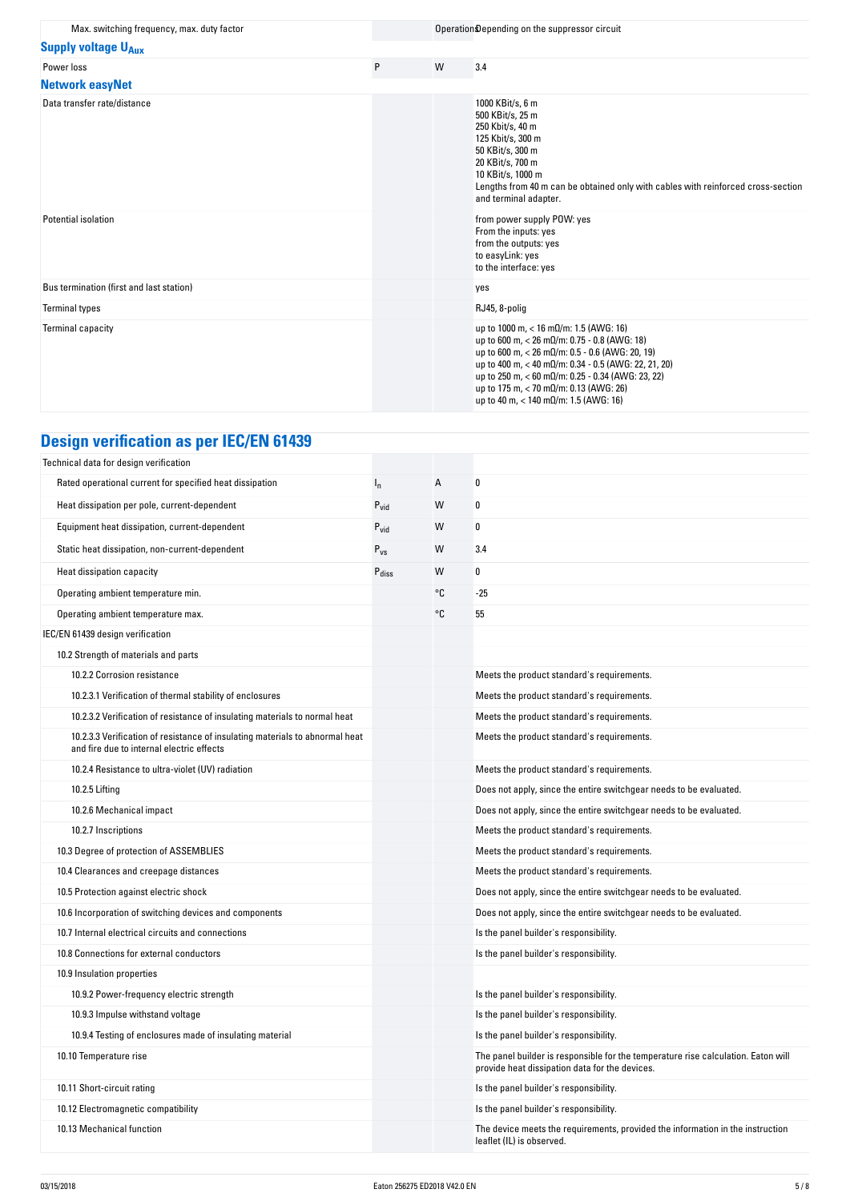| | | | |
|---|---|---|---|
| Max. switching frequency, max. duty factor | | Operations | Depending on the suppressor circuit |

**Supply voltage $U_{Aux}$**

| | | | |
|---|---|---|---|
| Power loss | P | W | 3.4 |

**Network easyNet**

| | | | |
|---|---|---|---|
| Data transfer rate/distance | | | 1000 KBit/s, 6 m<br>500 KBit/s, 25 m<br>250 Kbit/s, 40 m<br>125 Kbit/s, 300 m<br>50 KBit/s, 300 m<br>20 KBit/s, 700 m<br>10 KBit/s, 1000 m<br>Lengths from 40 m can be obtained only with cables with reinforced cross-section and terminal adapter. |
| Potential isolation | | | from power supply POW: yes<br>From the inputs: yes<br>from the outputs: yes<br>to easyLink: yes<br>to the interface: yes |
| Bus termination (first and last station) | | | yes |
| Terminal types | | | RJ45, 8-polig |
| Terminal capacity | | | up to 1000 m, < 16 mΩ/m: 1.5 (AWG: 16)<br>up to 600 m, < 26 mΩ/m: 0.75 - 0.8 (AWG: 18)<br>up to 600 m, < 26 mΩ/m: 0.5 - 0.6 (AWG: 20, 19)<br>up to 400 m, < 40 mΩ/m: 0.34 - 0.5 (AWG: 22, 21, 20)<br>up to 250 m, < 60 mΩ/m: 0.25 - 0.34 (AWG: 23, 22)<br>up to 175 m, < 70 mΩ/m: 0.13 (AWG: 26)<br>up to 40 m, < 140 mΩ/m: 1.5 (AWG: 16) |

## Design verification as per IEC/EN 61439

| | | | |
|---|---|---|---|
| Technical data for design verification | | | |
| Rated operational current for specified heat dissipation | $I_n$ | A | 0 |
| Heat dissipation per pole, current-dependent | $P_{vid}$ | W | 0 |
| Equipment heat dissipation, current-dependent | $P_{vid}$ | W | 0 |
| Static heat dissipation, non-current-dependent | $P_{vs}$ | W | 3.4 |
| Heat dissipation capacity | $P_{diss}$ | W | 0 |
| Operating ambient temperature min. | | °C | -25 |
| Operating ambient temperature max. | | °C | 55 |
| IEC/EN 61439 design verification | | | |
| 10.2 Strength of materials and parts | | | |
| 10.2.2 Corrosion resistance | | | Meets the product standard's requirements. |
| 10.2.3.1 Verification of thermal stability of enclosures | | | Meets the product standard's requirements. |
| 10.2.3.2 Verification of resistance of insulating materials to normal heat | | | Meets the product standard's requirements. |
| 10.2.3.3 Verification of resistance of insulating materials to abnormal heat and fire due to internal electric effects | | | Meets the product standard's requirements. |
| 10.2.4 Resistance to ultra-violet (UV) radiation | | | Meets the product standard's requirements. |
| 10.2.5 Lifting | | | Does not apply, since the entire switchgear needs to be evaluated. |
| 10.2.6 Mechanical impact | | | Does not apply, since the entire switchgear needs to be evaluated. |
| 10.2.7 Inscriptions | | | Meets the product standard's requirements. |
| 10.3 Degree of protection of ASSEMBLIES | | | Meets the product standard's requirements. |
| 10.4 Clearances and creepage distances | | | Meets the product standard's requirements. |
| 10.5 Protection against electric shock | | | Does not apply, since the entire switchgear needs to be evaluated. |
| 10.6 Incorporation of switching devices and components | | | Does not apply, since the entire switchgear needs to be evaluated. |
| 10.7 Internal electrical circuits and connections | | | Is the panel builder's responsibility. |
| 10.8 Connections for external conductors | | | Is the panel builder's responsibility. |
| 10.9 Insulation properties | | | |
| 10.9.2 Power-frequency electric strength | | | Is the panel builder's responsibility. |
| 10.9.3 Impulse withstand voltage | | | Is the panel builder's responsibility. |
| 10.9.4 Testing of enclosures made of insulating material | | | Is the panel builder's responsibility. |
| 10.10 Temperature rise | | | The panel builder is responsible for the temperature rise calculation. Eaton will provide heat dissipation data for the devices. |
| 10.11 Short-circuit rating | | | Is the panel builder's responsibility. |
| 10.12 Electromagnetic compatibility | | | Is the panel builder's responsibility. |
| 10.13 Mechanical function | | | The device meets the requirements, provided the information in the instruction leaflet (IL) is observed. |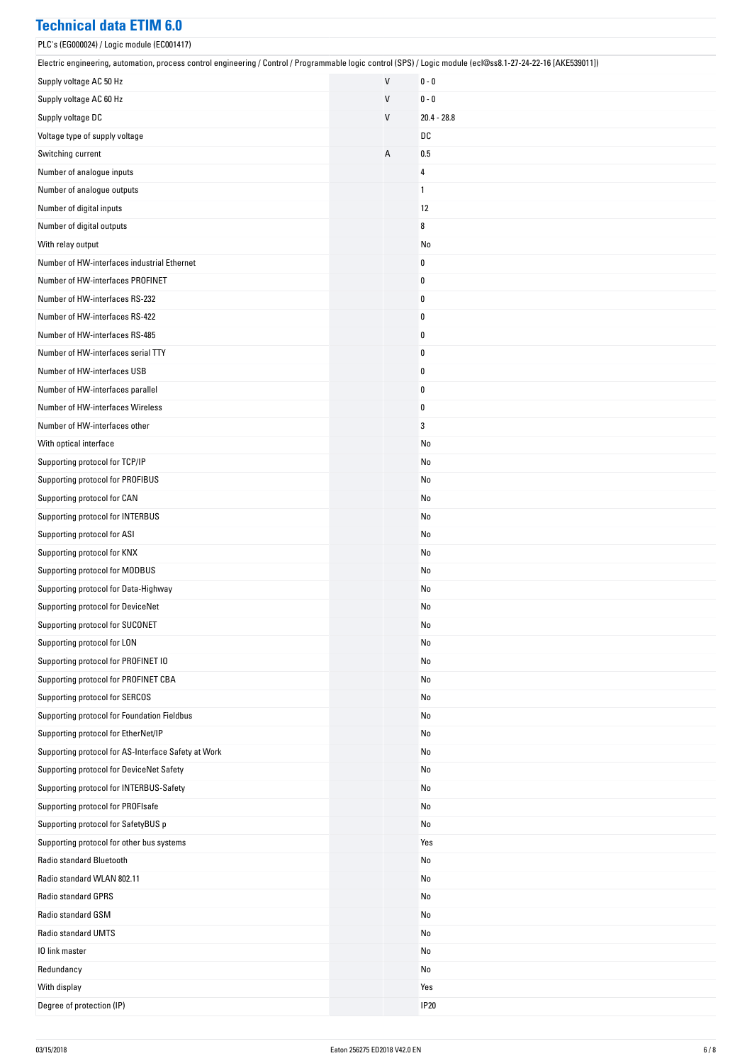## Technical data ETIM 6.0

PLC's (EG000024) / Logic module (EC001417)

Electric engineering, automation, process control engineering / Control / Programmable logic control (SPS) / Logic module (ecl@ss8.1-27-24-22-16 [AKE539011])

| | | |
|---|---|---|
| Supply voltage AC 50 Hz | V | 0 - 0 |
| Supply voltage AC 60 Hz | V | 0 - 0 |
| Supply voltage DC | V | 20.4 - 28.8 |
| Voltage type of supply voltage | | DC |
| Switching current | A | 0.5 |
| Number of analogue inputs | | 4 |
| Number of analogue outputs | | 1 |
| Number of digital inputs | | 12 |
| Number of digital outputs | | 8 |
| With relay output | | No |
| Number of HW-interfaces industrial Ethernet | | 0 |
| Number of HW-interfaces PROFINET | | 0 |
| Number of HW-interfaces RS-232 | | 0 |
| Number of HW-interfaces RS-422 | | 0 |
| Number of HW-interfaces RS-485 | | 0 |
| Number of HW-interfaces serial TTY | | 0 |
| Number of HW-interfaces USB | | 0 |
| Number of HW-interfaces parallel | | 0 |
| Number of HW-interfaces Wireless | | 0 |
| Number of HW-interfaces other | | 3 |
| With optical interface | | No |
| Supporting protocol for TCP/IP | | No |
| Supporting protocol for PROFIBUS | | No |
| Supporting protocol for CAN | | No |
| Supporting protocol for INTERBUS | | No |
| Supporting protocol for ASI | | No |
| Supporting protocol for KNX | | No |
| Supporting protocol for MODBUS | | No |
| Supporting protocol for Data-Highway | | No |
| Supporting protocol for DeviceNet | | No |
| Supporting protocol for SUCONET | | No |
| Supporting protocol for LON | | No |
| Supporting protocol for PROFINET IO | | No |
| Supporting protocol for PROFINET CBA | | No |
| Supporting protocol for SERCOS | | No |
| Supporting protocol for Foundation Fieldbus | | No |
| Supporting protocol for EtherNet/IP | | No |
| Supporting protocol for AS-Interface Safety at Work | | No |
| Supporting protocol for DeviceNet Safety | | No |
| Supporting protocol for INTERBUS-Safety | | No |
| Supporting protocol for PROFIsafe | | No |
| Supporting protocol for SafetyBUS p | | No |
| Supporting protocol for other bus systems | | Yes |
| Radio standard Bluetooth | | No |
| Radio standard WLAN 802.11 | | No |
| Radio standard GPRS | | No |
| Radio standard GSM | | No |
| Radio standard UMTS | | No |
| IO link master | | No |
| Redundancy | | No |
| With display | | Yes |
| Degree of protection (IP) | | IP20 |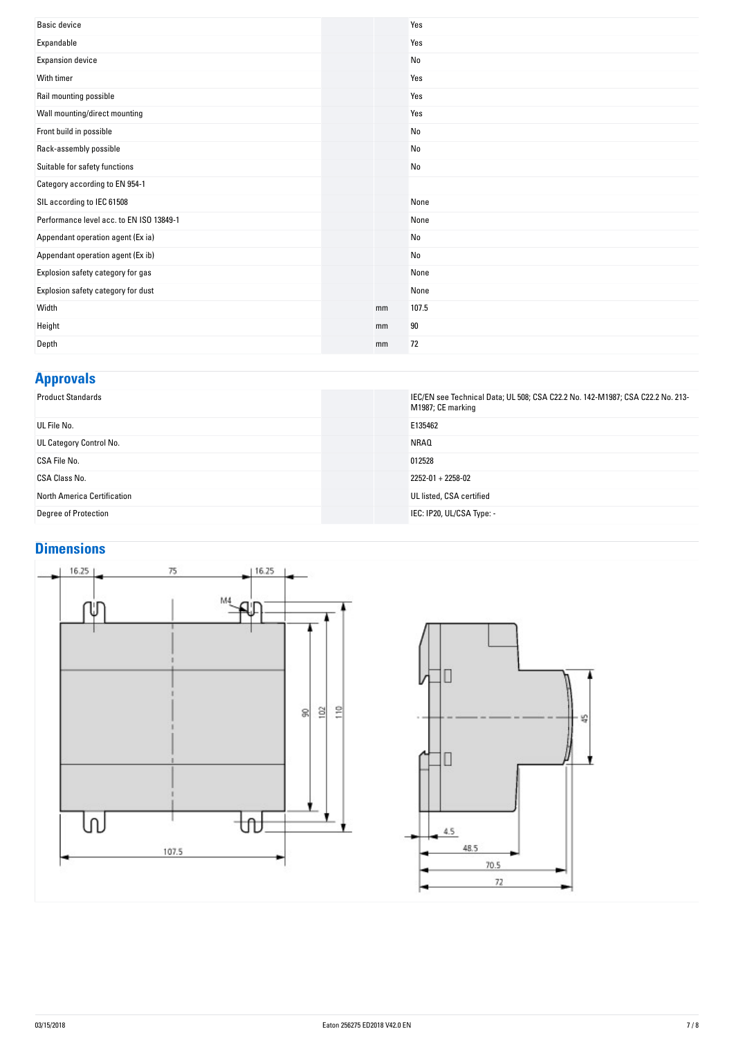| | | |
|---|---|---|
| Basic device | | Yes |
| Expandable | | Yes |
| Expansion device | | No |
| With timer | | Yes |
| Rail mounting possible | | Yes |
| Wall mounting/direct mounting | | Yes |
| Front build in possible | | No |
| Rack-assembly possible | | No |
| Suitable for safety functions | | No |
| Category according to EN 954-1 | | |
| SIL according to IEC 61508 | | None |
| Performance level acc. to EN ISO 13849-1 | | None |
| Appendant operation agent (Ex ia) | | No |
| Appendant operation agent (Ex ib) | | No |
| Explosion safety category for gas | | None |
| Explosion safety category for dust | | None |
| Width | mm | 107.5 |
| Height | mm | 90 |
| Depth | mm | 72 |

## Approvals

| | | |
|---|---|---|
| Product Standards | | IEC/EN see Technical Data; UL 508; CSA C22.2 No. 142-M1987; CSA C22.2 No. 213-M1987; CE marking |
| UL File No. | | E135462 |
| UL Category Control No. | | NRAQ |
| CSA File No. | | 012528 |
| CSA Class No. | | 2252-01 + 2258-02 |
| North America Certification | | UL listed, CSA certified |
| Degree of Protection | | IEC: IP20, UL/CSA Type: - |

## Dimensions

16.25 75 16.25 M4 90 102 110 107.5

45 4.5 48.5 70.5 72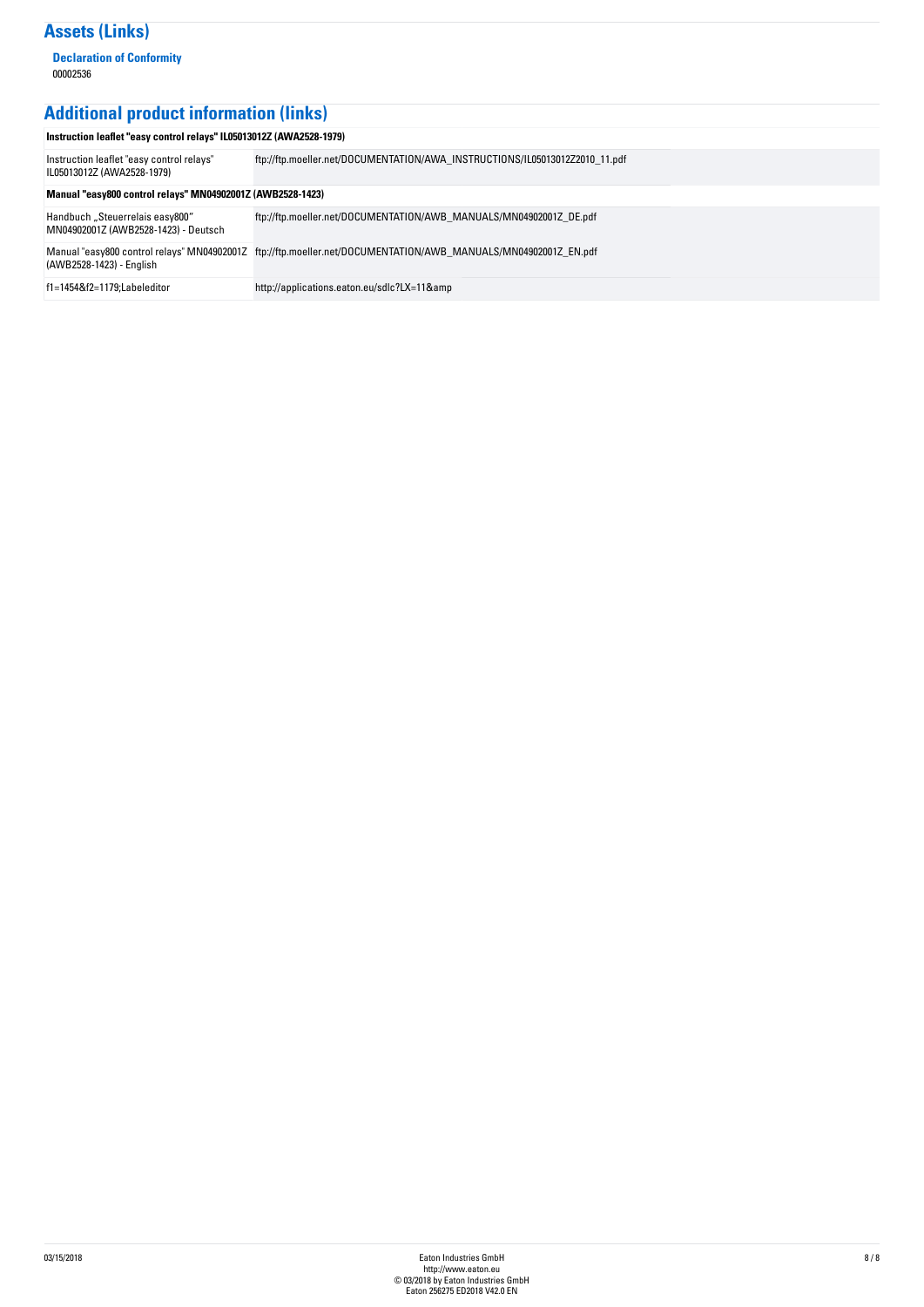## Assets (Links)

### Declaration of Conformity

00002536

## Additional product information (links)

| | |
|---|---|
| **Instruction leaflet "easy control relays" IL05013012Z (AWA2528-1979)** | |
| Instruction leaflet "easy control relays" IL05013012Z (AWA2528-1979) | ftp://ftp.moeller.net/DOCUMENTATION/AWA_INSTRUCTIONS/IL05013012Z2010_11.pdf |
| **Manual "easy800 control relays" MN04902001Z (AWB2528-1423)** | |
| Handbuch „Steuerrelais easy800" MN04902001Z (AWB2528-1423) - Deutsch | ftp://ftp.moeller.net/DOCUMENTATION/AWB_MANUALS/MN04902001Z_DE.pdf |
| Manual "easy800 control relays" MN04902001Z (AWB2528-1423) - English | ftp://ftp.moeller.net/DOCUMENTATION/AWB_MANUALS/MN04902001Z_EN.pdf |
| f1=1454&f2=1179;Labeleditor | http://applications.eaton.eu/sdlc?LX=11&amp |